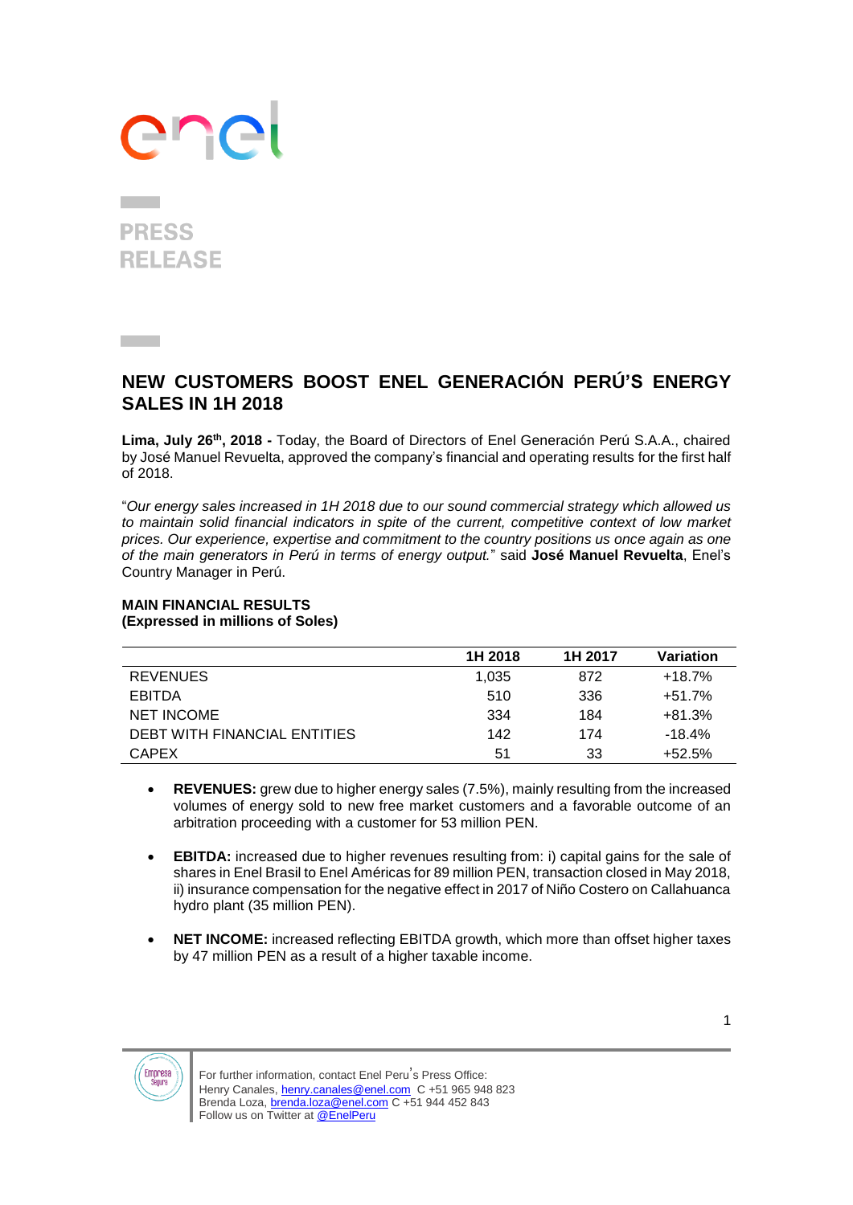enel

PRESS
RELEASE

## NEW CUSTOMERS BOOST ENEL GENERACIÓN PERÚ'S ENERGY SALES IN 1H 2018

**Lima, July 26th, 2018 -** Today, the Board of Directors of Enel Generación Perú S.A.A., chaired by José Manuel Revuelta, approved the company's financial and operating results for the first half of 2018.

"*Our energy sales increased in 1H 2018 due to our sound commercial strategy which allowed us to maintain solid financial indicators in spite of the current, competitive context of low market prices. Our experience, expertise and commitment to the country positions us once again as one of the main generators in Perú in terms of energy output.*" said **José Manuel Revuelta**, Enel's Country Manager in Perú.

**MAIN FINANCIAL RESULTS**
**(Expressed in millions of Soles)**

| | 1H 2018 | 1H 2017 | Variation |
|---|---|---|---|
| REVENUES | 1,035 | 872 | +18.7% |
| EBITDA | 510 | 336 | +51.7% |
| NET INCOME | 334 | 184 | +81.3% |
| DEBT WITH FINANCIAL ENTITIES | 142 | 174 | -18.4% |
| CAPEX | 51 | 33 | +52.5% |

- **REVENUES:** grew due to higher energy sales (7.5%), mainly resulting from the increased volumes of energy sold to new free market customers and a favorable outcome of an arbitration proceeding with a customer for 53 million PEN.

- **EBITDA:** increased due to higher revenues resulting from: i) capital gains for the sale of shares in Enel Brasil to Enel Américas for 89 million PEN, transaction closed in May 2018, ii) insurance compensation for the negative effect in 2017 of Niño Costero on Callahuanca hydro plant (35 million PEN).

- **NET INCOME:** increased reflecting EBITDA growth, which more than offset higher taxes by 47 million PEN as a result of a higher taxable income.

Empresa Segura

For further information, contact Enel Peru's Press Office:
Henry Canales, henry.canales@enel.com C +51 965 948 823
Brenda Loza, brenda.loza@enel.com C +51 944 452 843
Follow us on Twitter at @EnelPeru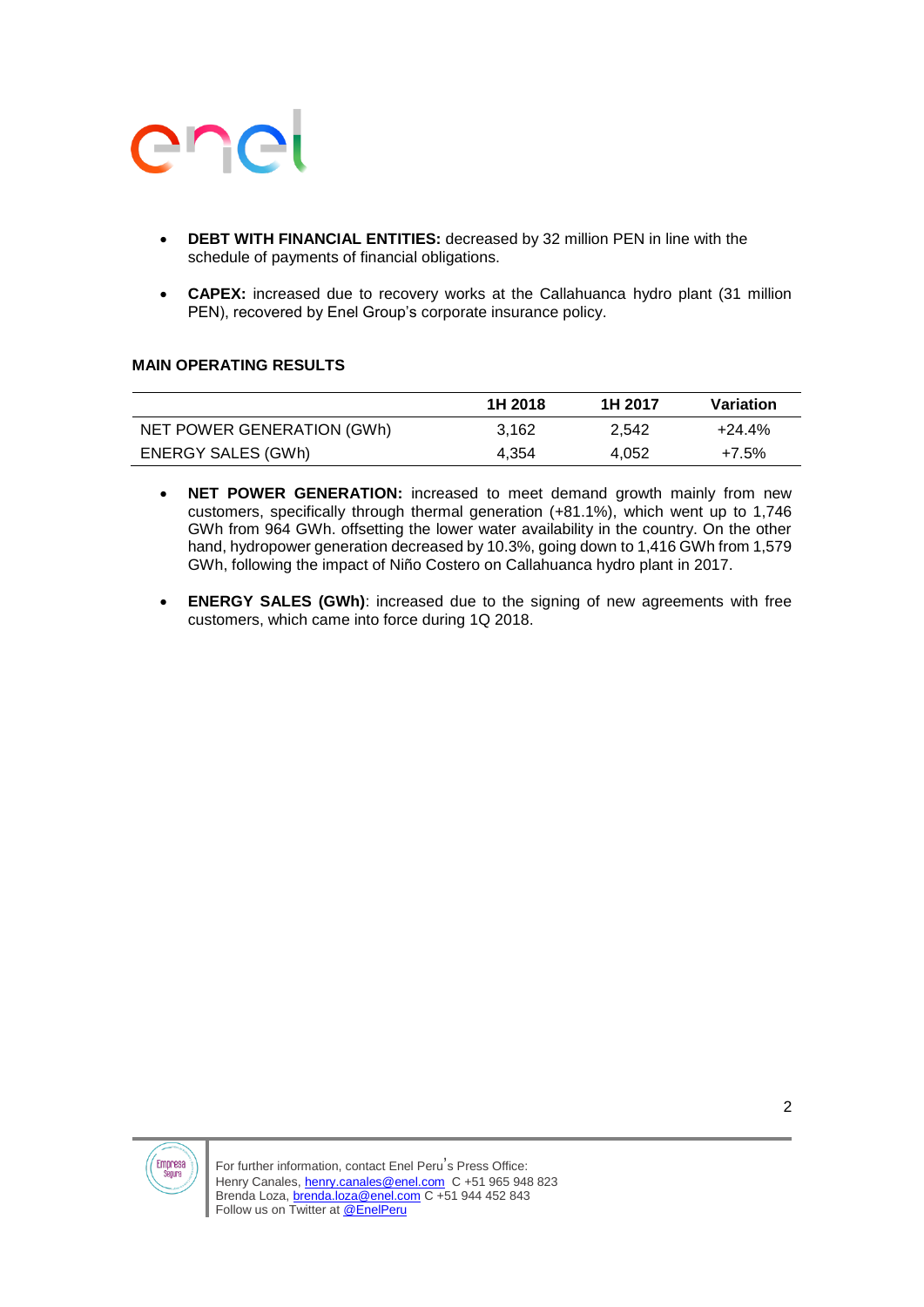- **DEBT WITH FINANCIAL ENTITIES:** decreased by 32 million PEN in line with the schedule of payments of financial obligations.

- **CAPEX:** increased due to recovery works at the Callahuanca hydro plant (31 million PEN), recovered by Enel Group's corporate insurance policy.

### MAIN OPERATING RESULTS

| | 1H 2018 | 1H 2017 | Variation |
|---|---|---|---|
| NET POWER GENERATION (GWh) | 3,162 | 2,542 | +24.4% |
| ENERGY SALES (GWh) | 4,354 | 4,052 | +7.5% |

- **NET POWER GENERATION:** increased to meet demand growth mainly from new customers, specifically through thermal generation (+81.1%), which went up to 1,746 GWh from 964 GWh. offsetting the lower water availability in the country. On the other hand, hydropower generation decreased by 10.3%, going down to 1,416 GWh from 1,579 GWh, following the impact of Niño Costero on Callahuanca hydro plant in 2017.

- **ENERGY SALES (GWh)**: increased due to the signing of new agreements with free customers, which came into force during 1Q 2018.

For further information, contact Enel Peru's Press Office:
Henry Canales, henry.canales@enel.com C +51 965 948 823
Brenda Loza, brenda.loza@enel.com C +51 944 452 843
Follow us on Twitter at @EnelPeru